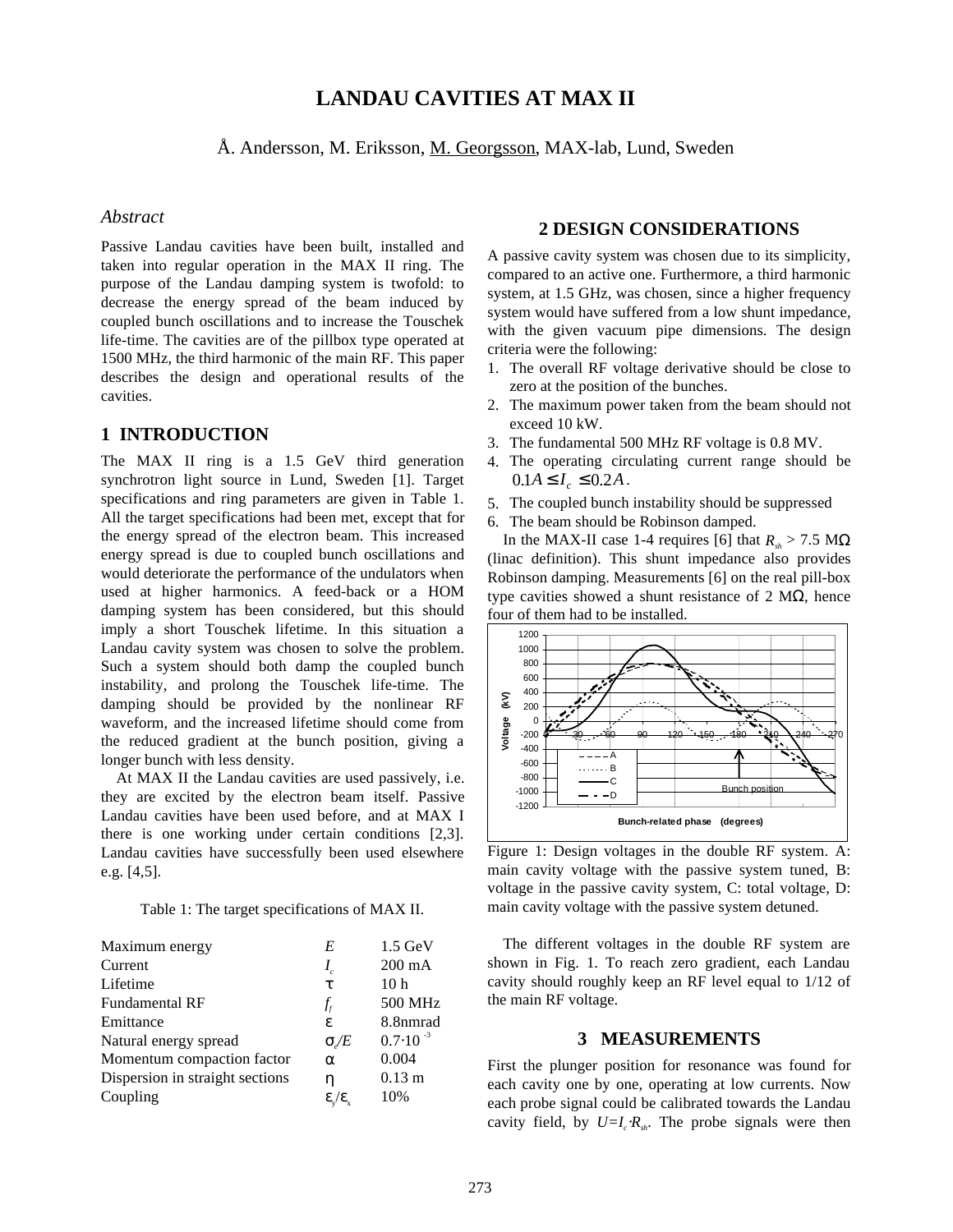# LANDAU CAVITIES AT MAX II

Å. Andersson, M. Eriksson, M. Georgsson, MAX-lab, Lund, Sweden

### *Abstract*

Passive Landau cavities have been built, installed and taken into regular operation in the MAX II ring. The purpose of the Landau damping system is twofold: to decrease the energy spread of the beam induced by coupled bunch oscillations and to increase the Touschek life-time. The cavities are of the pillbox type operated at 1500 MHz, the third harmonic of the main RF. This paper describes the design and operational results of the cavities.

## 1 INTRODUCTION

The MAX II ring is a 1.5 GeV third generation synchrotron light source in Lund, Sweden [1]. Target specifications and ring parameters are given in Table 1. All the target specifications had been met, except that for the energy spread of the electron beam. This increased energy spread is due to coupled bunch oscillations and would deteriorate the performance of the undulators when used at higher harmonics. A feed-back or a HOM damping system has been considered, but this should imply a short Touschek lifetime. In this situation a Landau cavity system was chosen to solve the problem. Such a system should both damp the coupled bunch instability, and prolong the Touschek life-time. The damping should be provided by the nonlinear RF waveform, and the increased lifetime should come from the reduced gradient at the bunch position, giving a longer bunch with less density.

At MAX II the Landau cavities are used passively, i.e. they are excited by the electron beam itself. Passive Landau cavities have been used before, and at MAX I there is one working under certain conditions [2,3]. Landau cavities have successfully been used elsewhere e.g. [4,5].

Table 1: The target specifications of MAX II.

| | | |
|---|---|---|
| Maximum energy | $E$ | 1.5 GeV |
| Current | $I_c$ | 200 mA |
| Lifetime | $\tau$ | 10 h |
| Fundamental RF | $f_f$ | 500 MHz |
| Emittance | $\varepsilon$ | 8.8nmrad |
| Natural energy spread | $\sigma_e/E$ | $0.7\cdot10^{-3}$ |
| Momentum compaction factor | $\alpha$ | 0.004 |
| Dispersion in straight sections | $\eta$ | 0.13 m |
| Coupling | $\varepsilon_y/\varepsilon_x$ | 10% |

## 2 DESIGN CONSIDERATIONS

A passive cavity system was chosen due to its simplicity, compared to an active one. Furthermore, a third harmonic system, at 1.5 GHz, was chosen, since a higher frequency system would have suffered from a low shunt impedance, with the given vacuum pipe dimensions. The design criteria were the following:

1. The overall RF voltage derivative should be close to zero at the position of the bunches.
2. The maximum power taken from the beam should not exceed 10 kW.
3. The fundamental 500 MHz RF voltage is 0.8 MV.
4. The operating circulating current range should be $0.1A \leq I_c \leq 0.2A$.
5. The coupled bunch instability should be suppressed
6. The beam should be Robinson damped.

In the MAX-II case 1-4 requires [6] that $R_{sh}$ > 7.5 MΩ (linac definition). This shunt impedance also provides Robinson damping. Measurements [6] on the real pill-box type cavities showed a shunt resistance of 2 MΩ, hence four of them had to be installed.

Figure 1: Design voltages in the double RF system. A: main cavity voltage with the passive system tuned, B: voltage in the passive cavity system, C: total voltage, D: main cavity voltage with the passive system detuned.

The different voltages in the double RF system are shown in Fig. 1. To reach zero gradient, each Landau cavity should roughly keep an RF level equal to 1/12 of the main RF voltage.

## 3 MEASUREMENTS

First the plunger position for resonance was found for each cavity one by one, operating at low currents. Now each probe signal could be calibrated towards the Landau cavity field, by $U=I_c\cdot R_{sh}$. The probe signals were then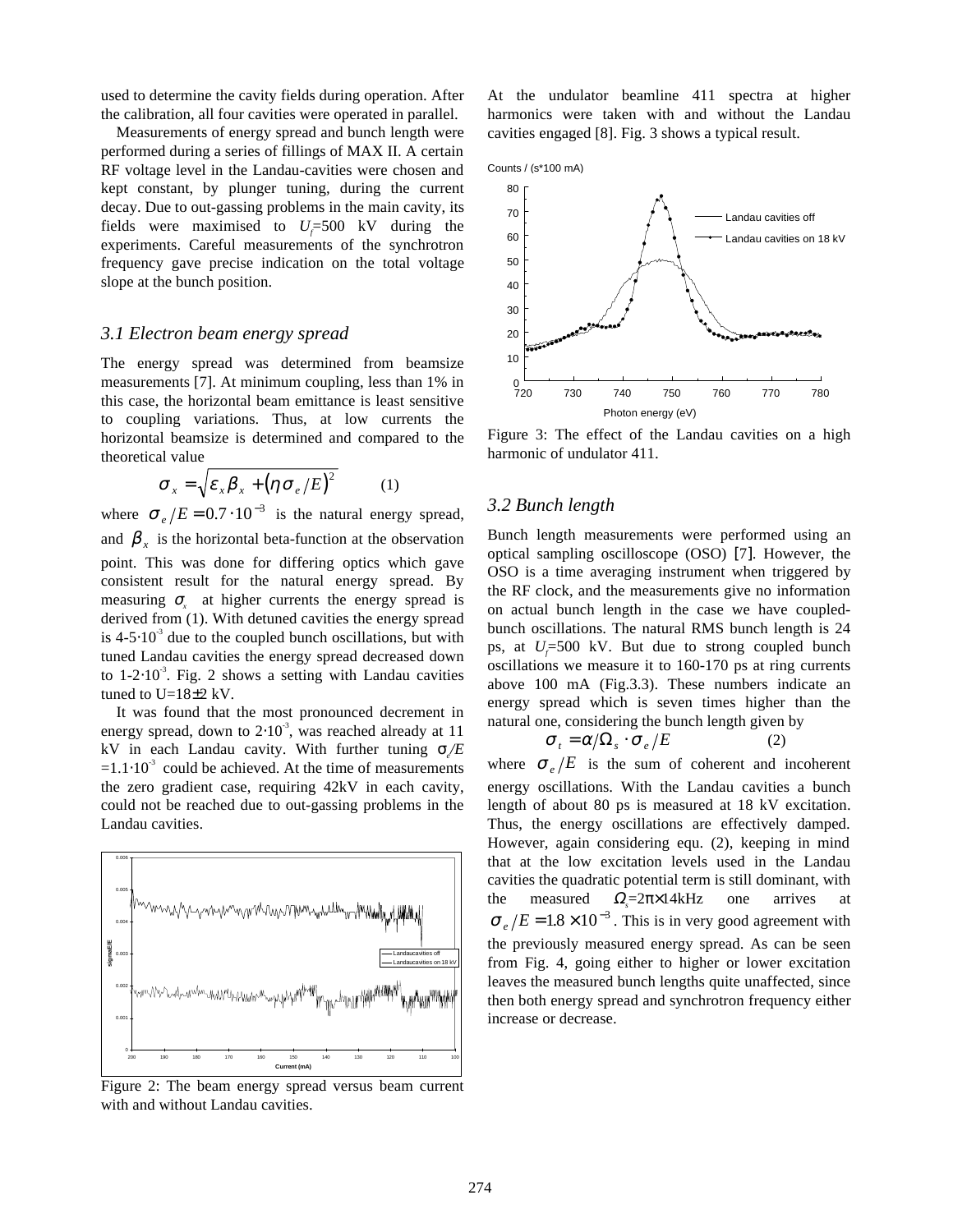used to determine the cavity fields during operation. After the calibration, all four cavities were operated in parallel.

Measurements of energy spread and bunch length were performed during a series of fillings of MAX II. A certain RF voltage level in the Landau-cavities were chosen and kept constant, by plunger tuning, during the current decay. Due to out-gassing problems in the main cavity, its fields were maximised to $U_f$=500 kV during the experiments. Careful measurements of the synchrotron frequency gave precise indication on the total voltage slope at the bunch position.

### *3.1 Electron beam energy spread*

The energy spread was determined from beamsize measurements [7]. At minimum coupling, less than 1% in this case, the horizontal beam emittance is least sensitive to coupling variations. Thus, at low currents the horizontal beamsize is determined and compared to the theoretical value

$$\sigma_x = \sqrt{\varepsilon_x \beta_x + (\eta \sigma_e / E)^2} \qquad (1)$$

where $\sigma_e / E = 0.7 \cdot 10^{-3}$ is the natural energy spread, and $\beta_x$ is the horizontal beta-function at the observation point. This was done for differing optics which gave consistent result for the natural energy spread. By measuring $\sigma_x$ at higher currents the energy spread is derived from (1). With detuned cavities the energy spread is $4\text{-}5{\cdot}10^{-3}$ due to the coupled bunch oscillations, but with tuned Landau cavities the energy spread decreased down to $1\text{-}2{\cdot}10^{-3}$. Fig. 2 shows a setting with Landau cavities tuned to U=18±2 kV.

It was found that the most pronounced decrement in energy spread, down to $2{\cdot}10^{-3}$, was reached already at 11 kV in each Landau cavity. With further tuning $\sigma_e/E = 1.1{\cdot}10^{-3}$ could be achieved. At the time of measurements the zero gradient case, requiring 42kV in each cavity, could not be reached due to out-gassing problems in the Landau cavities.

Figure 2: The beam energy spread versus beam current with and without Landau cavities.

At the undulator beamline 411 spectra at higher harmonics were taken with and without the Landau cavities engaged [8]. Fig. 3 shows a typical result.

Figure 3: The effect of the Landau cavities on a high harmonic of undulator 411.

### *3.2 Bunch length*

Bunch length measurements were performed using an optical sampling oscilloscope (OSO) [7]. However, the OSO is a time averaging instrument when triggered by the RF clock, and the measurements give no information on actual bunch length in the case we have coupled-bunch oscillations. The natural RMS bunch length is 24 ps, at $U_f$=500 kV. But due to strong coupled bunch oscillations we measure it to 160-170 ps at ring currents above 100 mA (Fig.3.3). These numbers indicate an energy spread which is seven times higher than the natural one, considering the bunch length given by

$$\sigma_t = \alpha / \Omega_s \cdot \sigma_e / E \qquad (2)$$

where $\sigma_e / E$ is the sum of coherent and incoherent energy oscillations. With the Landau cavities a bunch length of about 80 ps is measured at 18 kV excitation. Thus, the energy oscillations are effectively damped. However, again considering equ. (2), keeping in mind that at the low excitation levels used in the Landau cavities the quadratic potential term is still dominant, with the measured $\Omega_s = 2\pi \times 14$kHz one arrives at $\sigma_e / E = 1.8 \times 10^{-3}$. This is in very good agreement with the previously measured energy spread. As can be seen from Fig. 4, going either to higher or lower excitation leaves the measured bunch lengths quite unaffected, since then both energy spread and synchrotron frequency either increase or decrease.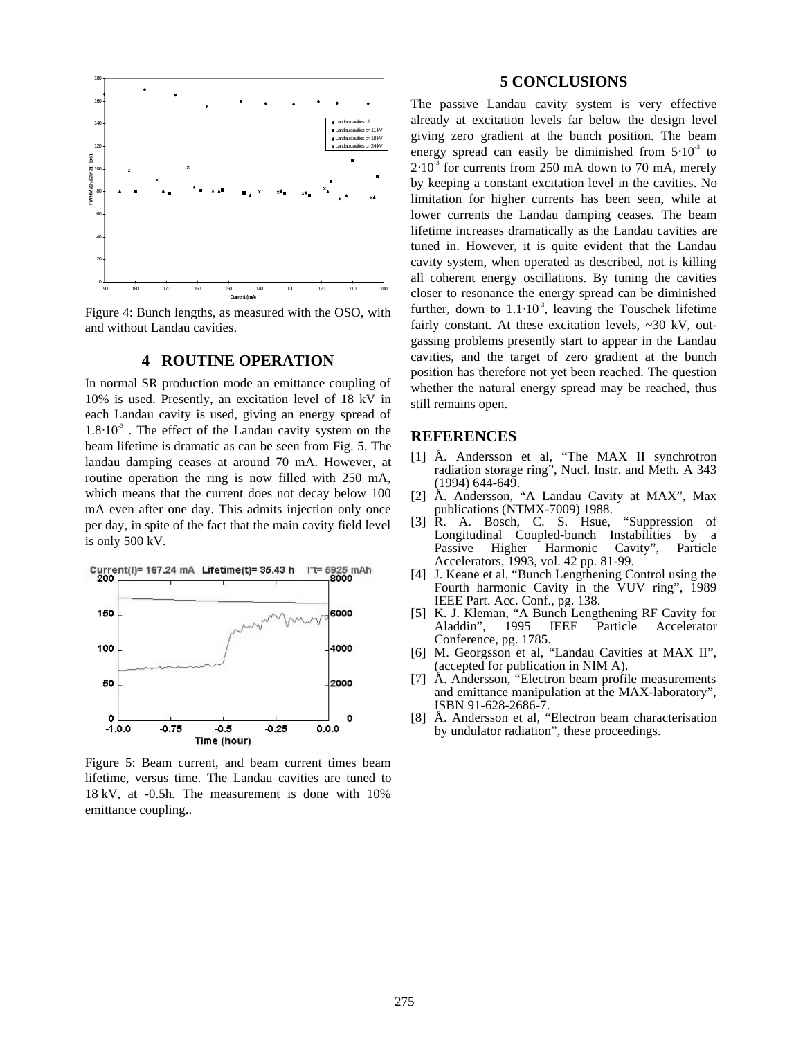180

160

140

120

100

80

60

40

20

0

190 180 170 160 150 140 130 120 110 100

Current (mA)

FWHM/(2·(2ln2)) (ps)

Landau cavities off

Landau cavities on 11 kV

Landau cavities on 18 kV

Landau cavities on 24 kV

Figure 4: Bunch lengths, as measured with the OSO, with and without Landau cavities.

## 4 ROUTINE OPERATION

In normal SR production mode an emittance coupling of 10% is used. Presently, an excitation level of 18 kV in each Landau cavity is used, giving an energy spread of $1.8 \cdot 10^{-3}$ . The effect of the Landau cavity system on the beam lifetime is dramatic as can be seen from Fig. 5. The landau damping ceases at around 70 mA. However, at routine operation the ring is now filled with 250 mA, which means that the current does not decay below 100 mA even after one day. This admits injection only once per day, in spite of the fact that the main cavity field level is only 500 kV.

Current(I)= 167.24 mA Lifetime(t)= 35.43 h I*t= 5925 mAh

200

150

100

50

0

8000

6000

4000

2000

0

-1.0.0 -0.75 -0.5 -0.25 0.0.0

Time (hour)

Figure 5: Beam current, and beam current times beam lifetime, versus time. The Landau cavities are tuned to 18 kV, at -0.5h. The measurement is done with 10% emittance coupling..

## 5 CONCLUSIONS

The passive Landau cavity system is very effective already at excitation levels far below the design level giving zero gradient at the bunch position. The beam energy spread can easily be diminished from $5 \cdot 10^{-3}$ to $2 \cdot 10^{-3}$ for currents from 250 mA down to 70 mA, merely by keeping a constant excitation level in the cavities. No limitation for higher currents has been seen, while at lower currents the Landau damping ceases. The beam lifetime increases dramatically as the Landau cavities are tuned in. However, it is quite evident that the Landau cavity system, when operated as described, not is killing all coherent energy oscillations. By tuning the cavities closer to resonance the energy spread can be diminished further, down to $1.1 \cdot 10^{-3}$, leaving the Touschek lifetime fairly constant. At these excitation levels, ~30 kV, out-gassing problems presently start to appear in the Landau cavities, and the target of zero gradient at the bunch position has therefore not yet been reached. The question whether the natural energy spread may be reached, thus still remains open.

## REFERENCES

[1] Å. Andersson et al, "The MAX II synchrotron radiation storage ring", Nucl. Instr. and Meth. A 343 (1994) 644-649.

[2] Å. Andersson, "A Landau Cavity at MAX", Max publications (NTMX-7009) 1988.

[3] R. A. Bosch, C. S. Hsue, "Suppression of Longitudinal Coupled-bunch Instabilities by a Passive Higher Harmonic Cavity", Particle Accelerators, 1993, vol. 42 pp. 81-99.

[4] J. Keane et al, "Bunch Lengthening Control using the Fourth harmonic Cavity in the VUV ring", 1989 IEEE Part. Acc. Conf., pg. 138.

[5] K. J. Kleman, "A Bunch Lengthening RF Cavity for Aladdin", 1995 IEEE Particle Accelerator Conference, pg. 1785.

[6] M. Georgsson et al, "Landau Cavities at MAX II", (accepted for publication in NIM A).

[7] Å. Andersson, "Electron beam profile measurements and emittance manipulation at the MAX-laboratory", ISBN 91-628-2686-7.

[8] Å. Andersson et al, "Electron beam characterisation by undulator radiation", these proceedings.